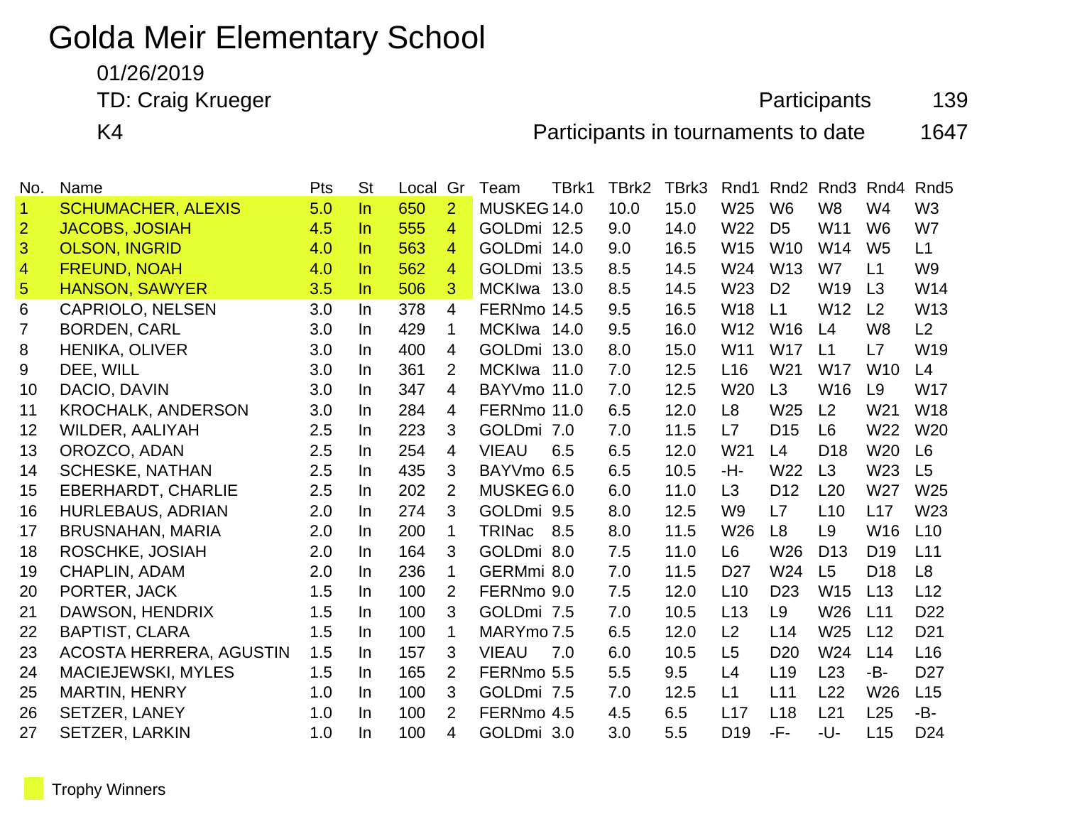# Golda Meir Elementary School

01/26/2019

TD: Craig Krueger

K4

Participants 139

Participants in tournaments to date 1647

| No. | Name | Pts | St | Local | Gr | Team | TBrk1 | TBrk2 | TBrk3 | Rnd1 | Rnd2 | Rnd3 | Rnd4 | Rnd5 |
|---|---|---|---|---|---|---|---|---|---|---|---|---|---|---|
| 1 | SCHUMACHER, ALEXIS | 5.0 | In | 650 | 2 | MUSKEG | 14.0 | 10.0 | 15.0 | W25 | W6 | W8 | W4 | W3 |
| 2 | JACOBS, JOSIAH | 4.5 | In | 555 | 4 | GOLDmi | 12.5 | 9.0 | 14.0 | W22 | D5 | W11 | W6 | W7 |
| 3 | OLSON, INGRID | 4.0 | In | 563 | 4 | GOLDmi | 14.0 | 9.0 | 16.5 | W15 | W10 | W14 | W5 | L1 |
| 4 | FREUND, NOAH | 4.0 | In | 562 | 4 | GOLDmi | 13.5 | 8.5 | 14.5 | W24 | W13 | W7 | L1 | W9 |
| 5 | HANSON, SAWYER | 3.5 | In | 506 | 3 | MCKIwa | 13.0 | 8.5 | 14.5 | W23 | D2 | W19 | L3 | W14 |
| 6 | CAPRIOLO, NELSEN | 3.0 | In | 378 | 4 | FERNmo | 14.5 | 9.5 | 16.5 | W18 | L1 | W12 | L2 | W13 |
| 7 | BORDEN, CARL | 3.0 | In | 429 | 1 | MCKIwa | 14.0 | 9.5 | 16.0 | W12 | W16 | L4 | W8 | L2 |
| 8 | HENIKA, OLIVER | 3.0 | In | 400 | 4 | GOLDmi | 13.0 | 8.0 | 15.0 | W11 | W17 | L1 | L7 | W19 |
| 9 | DEE, WILL | 3.0 | In | 361 | 2 | MCKIwa | 11.0 | 7.0 | 12.5 | L16 | W21 | W17 | W10 | L4 |
| 10 | DACIO, DAVIN | 3.0 | In | 347 | 4 | BAYVmo | 11.0 | 7.0 | 12.5 | W20 | L3 | W16 | L9 | W17 |
| 11 | KROCHALK, ANDERSON | 3.0 | In | 284 | 4 | FERNmo | 11.0 | 6.5 | 12.0 | L8 | W25 | L2 | W21 | W18 |
| 12 | WILDER, AALIYAH | 2.5 | In | 223 | 3 | GOLDmi | 7.0 | 7.0 | 11.5 | L7 | D15 | L6 | W22 | W20 |
| 13 | OROZCO, ADAN | 2.5 | In | 254 | 4 | VIEAU | 6.5 | 6.5 | 12.0 | W21 | L4 | D18 | W20 | L6 |
| 14 | SCHESKE, NATHAN | 2.5 | In | 435 | 3 | BAYVmo | 6.5 | 6.5 | 10.5 | -H- | W22 | L3 | W23 | L5 |
| 15 | EBERHARDT, CHARLIE | 2.5 | In | 202 | 2 | MUSKEG | 6.0 | 6.0 | 11.0 | L3 | D12 | L20 | W27 | W25 |
| 16 | HURLEBAUS, ADRIAN | 2.0 | In | 274 | 3 | GOLDmi | 9.5 | 8.0 | 12.5 | W9 | L7 | L10 | L17 | W23 |
| 17 | BRUSNAHAN, MARIA | 2.0 | In | 200 | 1 | TRINac | 8.5 | 8.0 | 11.5 | W26 | L8 | L9 | W16 | L10 |
| 18 | ROSCHKE, JOSIAH | 2.0 | In | 164 | 3 | GOLDmi | 8.0 | 7.5 | 11.0 | L6 | W26 | D13 | D19 | L11 |
| 19 | CHAPLIN, ADAM | 2.0 | In | 236 | 1 | GERMmi | 8.0 | 7.0 | 11.5 | D27 | W24 | L5 | D18 | L8 |
| 20 | PORTER, JACK | 1.5 | In | 100 | 2 | FERNmo | 9.0 | 7.5 | 12.0 | L10 | D23 | W15 | L13 | L12 |
| 21 | DAWSON, HENDRIX | 1.5 | In | 100 | 3 | GOLDmi | 7.5 | 7.0 | 10.5 | L13 | L9 | W26 | L11 | D22 |
| 22 | BAPTIST, CLARA | 1.5 | In | 100 | 1 | MARYmo | 7.5 | 6.5 | 12.0 | L2 | L14 | W25 | L12 | D21 |
| 23 | ACOSTA HERRERA, AGUSTIN | 1.5 | In | 157 | 3 | VIEAU | 7.0 | 6.0 | 10.5 | L5 | D20 | W24 | L14 | L16 |
| 24 | MACIEJEWSKI, MYLES | 1.5 | In | 165 | 2 | FERNmo | 5.5 | 5.5 | 9.5 | L4 | L19 | L23 | -B- | D27 |
| 25 | MARTIN, HENRY | 1.0 | In | 100 | 3 | GOLDmi | 7.5 | 7.0 | 12.5 | L1 | L11 | L22 | W26 | L15 |
| 26 | SETZER, LANEY | 1.0 | In | 100 | 2 | FERNmo | 4.5 | 4.5 | 6.5 | L17 | L18 | L21 | L25 | -B- |
| 27 | SETZER, LARKIN | 1.0 | In | 100 | 4 | GOLDmi | 3.0 | 3.0 | 5.5 | D19 | -F- | -U- | L15 | D24 |

Trophy Winners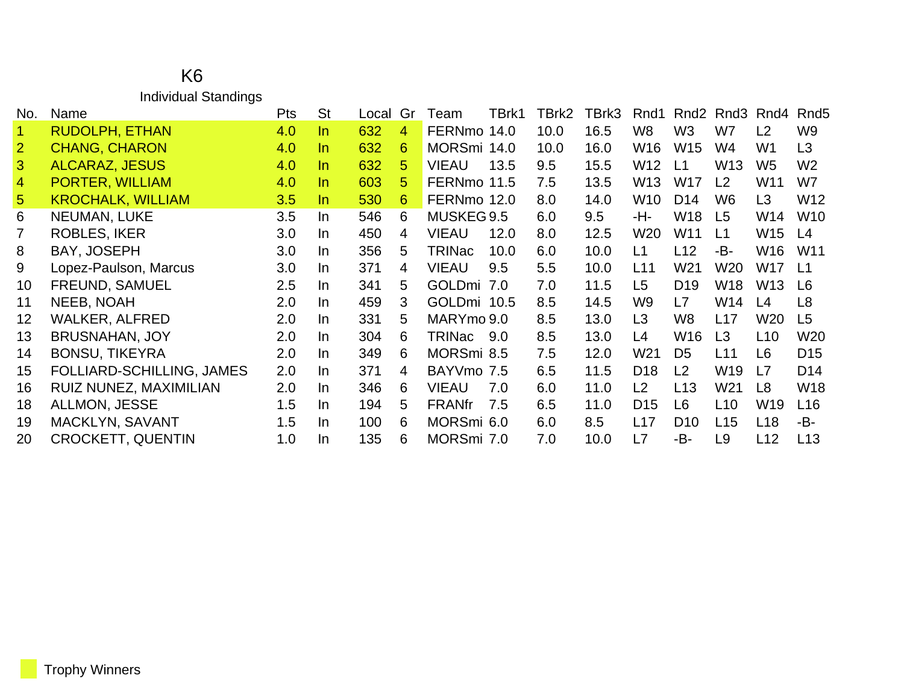# K6

## Individual Standings

| No. | Name | Pts | St | Local | Gr | Team | TBrk1 | TBrk2 | TBrk3 | Rnd1 | Rnd2 | Rnd3 | Rnd4 | Rnd5 |
|---|---|---|---|---|---|---|---|---|---|---|---|---|---|---|
| 1 | RUDOLPH, ETHAN | 4.0 | In | 632 | 4 | FERNmo | 14.0 | 10.0 | 16.5 | W8 | W3 | W7 | L2 | W9 |
| 2 | CHANG, CHARON | 4.0 | In | 632 | 6 | MORSmi | 14.0 | 10.0 | 16.0 | W16 | W15 | W4 | W1 | L3 |
| 3 | ALCARAZ, JESUS | 4.0 | In | 632 | 5 | VIEAU | 13.5 | 9.5 | 15.5 | W12 | L1 | W13 | W5 | W2 |
| 4 | PORTER, WILLIAM | 4.0 | In | 603 | 5 | FERNmo | 11.5 | 7.5 | 13.5 | W13 | W17 | L2 | W11 | W7 |
| 5 | KROCHALK, WILLIAM | 3.5 | In | 530 | 6 | FERNmo | 12.0 | 8.0 | 14.0 | W10 | D14 | W6 | L3 | W12 |
| 6 | NEUMAN, LUKE | 3.5 | In | 546 | 6 | MUSKEG | 9.5 | 6.0 | 9.5 | -H- | W18 | L5 | W14 | W10 |
| 7 | ROBLES, IKER | 3.0 | In | 450 | 4 | VIEAU | 12.0 | 8.0 | 12.5 | W20 | W11 | L1 | W15 | L4 |
| 8 | BAY, JOSEPH | 3.0 | In | 356 | 5 | TRINac | 10.0 | 6.0 | 10.0 | L1 | L12 | -B- | W16 | W11 |
| 9 | Lopez-Paulson, Marcus | 3.0 | In | 371 | 4 | VIEAU | 9.5 | 5.5 | 10.0 | L11 | W21 | W20 | W17 | L1 |
| 10 | FREUND, SAMUEL | 2.5 | In | 341 | 5 | GOLDmi | 7.0 | 7.0 | 11.5 | L5 | D19 | W18 | W13 | L6 |
| 11 | NEEB, NOAH | 2.0 | In | 459 | 3 | GOLDmi | 10.5 | 8.5 | 14.5 | W9 | L7 | W14 | L4 | L8 |
| 12 | WALKER, ALFRED | 2.0 | In | 331 | 5 | MARYmo | 9.0 | 8.5 | 13.0 | L3 | W8 | L17 | W20 | L5 |
| 13 | BRUSNAHAN, JOY | 2.0 | In | 304 | 6 | TRINac | 9.0 | 8.5 | 13.0 | L4 | W16 | L3 | L10 | W20 |
| 14 | BONSU, TIKEYRA | 2.0 | In | 349 | 6 | MORSmi | 8.5 | 7.5 | 12.0 | W21 | D5 | L11 | L6 | D15 |
| 15 | FOLLIARD-SCHILLING, JAMES | 2.0 | In | 371 | 4 | BAYVmo | 7.5 | 6.5 | 11.5 | D18 | L2 | W19 | L7 | D14 |
| 16 | RUIZ NUNEZ, MAXIMILIAN | 2.0 | In | 346 | 6 | VIEAU | 7.0 | 6.0 | 11.0 | L2 | L13 | W21 | L8 | W18 |
| 18 | ALLMON, JESSE | 1.5 | In | 194 | 5 | FRANfr | 7.5 | 6.5 | 11.0 | D15 | L6 | L10 | W19 | L16 |
| 19 | MACKLYN, SAVANT | 1.5 | In | 100 | 6 | MORSmi | 6.0 | 6.0 | 8.5 | L17 | D10 | L15 | L18 | -B- |
| 20 | CROCKETT, QUENTIN | 1.0 | In | 135 | 6 | MORSmi | 7.0 | 7.0 | 10.0 | L7 | -B- | L9 | L12 | L13 |

Trophy Winners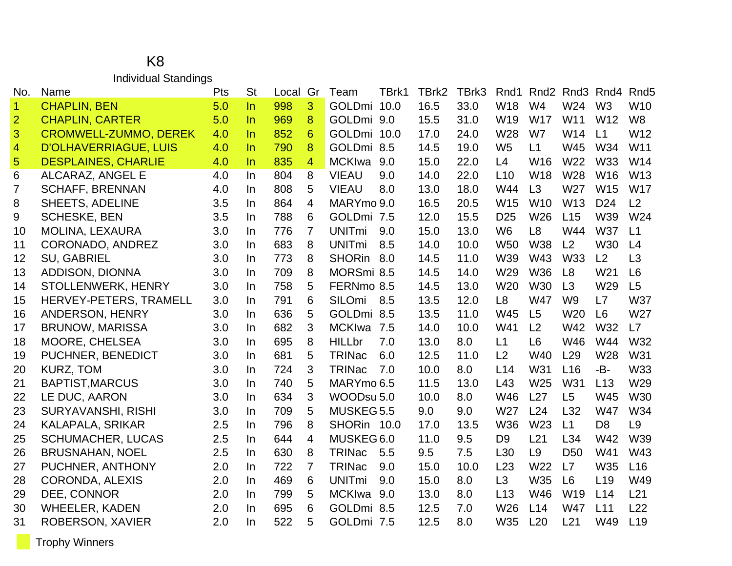# K8

## Individual Standings

| No. | Name | Pts | St | Local | Gr | Team | TBrk1 | TBrk2 | TBrk3 | Rnd1 | Rnd2 | Rnd3 | Rnd4 | Rnd5 |
|---|---|---|---|---|---|---|---|---|---|---|---|---|---|---|
| 1 | CHAPLIN, BEN | 5.0 | In | 998 | 3 | GOLDmi | 10.0 | 16.5 | 33.0 | W18 | W4 | W24 | W3 | W10 |
| 2 | CHAPLIN, CARTER | 5.0 | In | 969 | 8 | GOLDmi | 9.0 | 15.5 | 31.0 | W19 | W17 | W11 | W12 | W8 |
| 3 | CROMWELL-ZUMMO, DEREK | 4.0 | In | 852 | 6 | GOLDmi | 10.0 | 17.0 | 24.0 | W28 | W7 | W14 | L1 | W12 |
| 4 | D'OLHAVERRIAGUE, LUIS | 4.0 | In | 790 | 8 | GOLDmi | 8.5 | 14.5 | 19.0 | W5 | L1 | W45 | W34 | W11 |
| 5 | DESPLAINES, CHARLIE | 4.0 | In | 835 | 4 | MCKIwa | 9.0 | 15.0 | 22.0 | L4 | W16 | W22 | W33 | W14 |
| 6 | ALCARAZ, ANGEL E | 4.0 | In | 804 | 8 | VIEAU | 9.0 | 14.0 | 22.0 | L10 | W18 | W28 | W16 | W13 |
| 7 | SCHAFF, BRENNAN | 4.0 | In | 808 | 5 | VIEAU | 8.0 | 13.0 | 18.0 | W44 | L3 | W27 | W15 | W17 |
| 8 | SHEETS, ADELINE | 3.5 | In | 864 | 4 | MARYmo | 9.0 | 16.5 | 20.5 | W15 | W10 | W13 | D24 | L2 |
| 9 | SCHESKE, BEN | 3.5 | In | 788 | 6 | GOLDmi | 7.5 | 12.0 | 15.5 | D25 | W26 | L15 | W39 | W24 |
| 10 | MOLINA, LEXAURA | 3.0 | In | 776 | 7 | UNITmi | 9.0 | 15.0 | 13.0 | W6 | L8 | W44 | W37 | L1 |
| 11 | CORONADO, ANDREZ | 3.0 | In | 683 | 8 | UNITmi | 8.5 | 14.0 | 10.0 | W50 | W38 | L2 | W30 | L4 |
| 12 | SU, GABRIEL | 3.0 | In | 773 | 8 | SHORin | 8.0 | 14.5 | 11.0 | W39 | W43 | W33 | L2 | L3 |
| 13 | ADDISON, DIONNA | 3.0 | In | 709 | 8 | MORSmi | 8.5 | 14.5 | 14.0 | W29 | W36 | L8 | W21 | L6 |
| 14 | STOLLENWERK, HENRY | 3.0 | In | 758 | 5 | FERNmo | 8.5 | 14.5 | 13.0 | W20 | W30 | L3 | W29 | L5 |
| 15 | HERVEY-PETERS, TRAMELL | 3.0 | In | 791 | 6 | SILOmi | 8.5 | 13.5 | 12.0 | L8 | W47 | W9 | L7 | W37 |
| 16 | ANDERSON, HENRY | 3.0 | In | 636 | 5 | GOLDmi | 8.5 | 13.5 | 11.0 | W45 | L5 | W20 | L6 | W27 |
| 17 | BRUNOW, MARISSA | 3.0 | In | 682 | 3 | MCKIwa | 7.5 | 14.0 | 10.0 | W41 | L2 | W42 | W32 | L7 |
| 18 | MOORE, CHELSEA | 3.0 | In | 695 | 8 | HILLbr | 7.0 | 13.0 | 8.0 | L1 | L6 | W46 | W44 | W32 |
| 19 | PUCHNER, BENEDICT | 3.0 | In | 681 | 5 | TRINac | 6.0 | 12.5 | 11.0 | L2 | W40 | L29 | W28 | W31 |
| 20 | KURZ, TOM | 3.0 | In | 724 | 3 | TRINac | 7.0 | 10.0 | 8.0 | L14 | W31 | L16 | -B- | W33 |
| 21 | BAPTIST,MARCUS | 3.0 | In | 740 | 5 | MARYmo | 6.5 | 11.5 | 13.0 | L43 | W25 | W31 | L13 | W29 |
| 22 | LE DUC, AARON | 3.0 | In | 634 | 3 | WOODsu | 5.0 | 10.0 | 8.0 | W46 | L27 | L5 | W45 | W30 |
| 23 | SURYAVANSHI, RISHI | 3.0 | In | 709 | 5 | MUSKEG | 5.5 | 9.0 | 9.0 | W27 | L24 | L32 | W47 | W34 |
| 24 | KALAPALA, SRIKAR | 2.5 | In | 796 | 8 | SHORin | 10.0 | 17.0 | 13.5 | W36 | W23 | L1 | D8 | L9 |
| 25 | SCHUMACHER, LUCAS | 2.5 | In | 644 | 4 | MUSKEG | 6.0 | 11.0 | 9.5 | D9 | L21 | L34 | W42 | W39 |
| 26 | BRUSNAHAN, NOEL | 2.5 | In | 630 | 8 | TRINac | 5.5 | 9.5 | 7.5 | L30 | L9 | D50 | W41 | W43 |
| 27 | PUCHNER, ANTHONY | 2.0 | In | 722 | 7 | TRINac | 9.0 | 15.0 | 10.0 | L23 | W22 | L7 | W35 | L16 |
| 28 | CORONDA, ALEXIS | 2.0 | In | 469 | 6 | UNITmi | 9.0 | 15.0 | 8.0 | L3 | W35 | L6 | L19 | W49 |
| 29 | DEE, CONNOR | 2.0 | In | 799 | 5 | MCKIwa | 9.0 | 13.0 | 8.0 | L13 | W46 | W19 | L14 | L21 |
| 30 | WHEELER, KADEN | 2.0 | In | 695 | 6 | GOLDmi | 8.5 | 12.5 | 7.0 | W26 | L14 | W47 | L11 | L22 |
| 31 | ROBERSON, XAVIER | 2.0 | In | 522 | 5 | GOLDmi | 7.5 | 12.5 | 8.0 | W35 | L20 | L21 | W49 | L19 |

Trophy Winners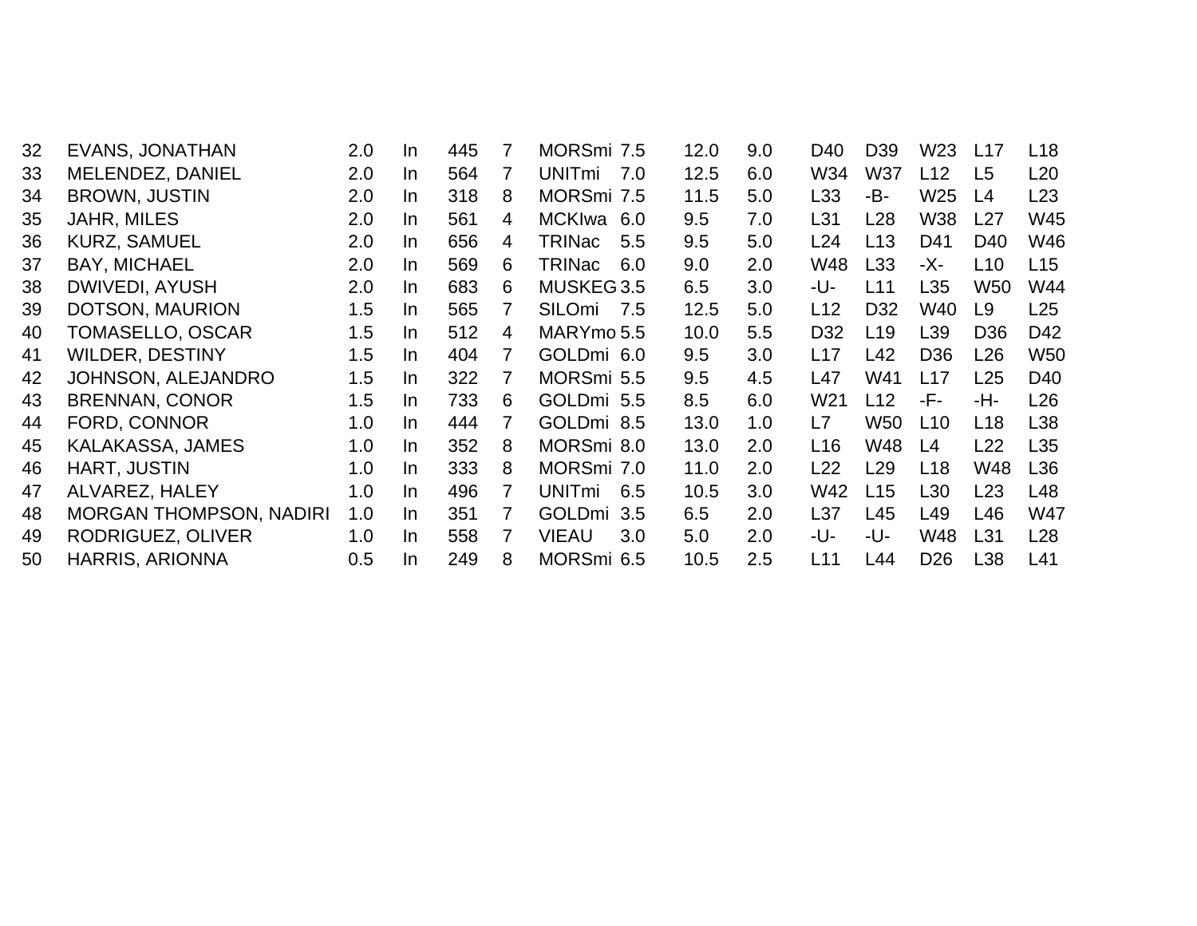| | | | | | | | | | | | | | | |
|---|---|---|---|---|---|---|---|---|---|---|---|---|---|---|
| 32 | EVANS, JONATHAN | 2.0 | In | 445 | 7 | MORSmi | 7.5 | 12.0 | 9.0 | D40 | D39 | W23 | L17 | L18 |
| 33 | MELENDEZ, DANIEL | 2.0 | In | 564 | 7 | UNITmi | 7.0 | 12.5 | 6.0 | W34 | W37 | L12 | L5 | L20 |
| 34 | BROWN, JUSTIN | 2.0 | In | 318 | 8 | MORSmi | 7.5 | 11.5 | 5.0 | L33 | -B- | W25 | L4 | L23 |
| 35 | JAHR, MILES | 2.0 | In | 561 | 4 | MCKIwa | 6.0 | 9.5 | 7.0 | L31 | L28 | W38 | L27 | W45 |
| 36 | KURZ, SAMUEL | 2.0 | In | 656 | 4 | TRINac | 5.5 | 9.5 | 5.0 | L24 | L13 | D41 | D40 | W46 |
| 37 | BAY, MICHAEL | 2.0 | In | 569 | 6 | TRINac | 6.0 | 9.0 | 2.0 | W48 | L33 | -X- | L10 | L15 |
| 38 | DWIVEDI, AYUSH | 2.0 | In | 683 | 6 | MUSKEG | 3.5 | 6.5 | 3.0 | -U- | L11 | L35 | W50 | W44 |
| 39 | DOTSON, MAURION | 1.5 | In | 565 | 7 | SILOmi | 7.5 | 12.5 | 5.0 | L12 | D32 | W40 | L9 | L25 |
| 40 | TOMASELLO, OSCAR | 1.5 | In | 512 | 4 | MARYmo | 5.5 | 10.0 | 5.5 | D32 | L19 | L39 | D36 | D42 |
| 41 | WILDER, DESTINY | 1.5 | In | 404 | 7 | GOLDmi | 6.0 | 9.5 | 3.0 | L17 | L42 | D36 | L26 | W50 |
| 42 | JOHNSON, ALEJANDRO | 1.5 | In | 322 | 7 | MORSmi | 5.5 | 9.5 | 4.5 | L47 | W41 | L17 | L25 | D40 |
| 43 | BRENNAN, CONOR | 1.5 | In | 733 | 6 | GOLDmi | 5.5 | 8.5 | 6.0 | W21 | L12 | -F- | -H- | L26 |
| 44 | FORD, CONNOR | 1.0 | In | 444 | 7 | GOLDmi | 8.5 | 13.0 | 1.0 | L7 | W50 | L10 | L18 | L38 |
| 45 | KALAKASSA, JAMES | 1.0 | In | 352 | 8 | MORSmi | 8.0 | 13.0 | 2.0 | L16 | W48 | L4 | L22 | L35 |
| 46 | HART, JUSTIN | 1.0 | In | 333 | 8 | MORSmi | 7.0 | 11.0 | 2.0 | L22 | L29 | L18 | W48 | L36 |
| 47 | ALVAREZ, HALEY | 1.0 | In | 496 | 7 | UNITmi | 6.5 | 10.5 | 3.0 | W42 | L15 | L30 | L23 | L48 |
| 48 | MORGAN THOMPSON, NADIRI | 1.0 | In | 351 | 7 | GOLDmi | 3.5 | 6.5 | 2.0 | L37 | L45 | L49 | L46 | W47 |
| 49 | RODRIGUEZ, OLIVER | 1.0 | In | 558 | 7 | VIEAU | 3.0 | 5.0 | 2.0 | -U- | -U- | W48 | L31 | L28 |
| 50 | HARRIS, ARIONNA | 0.5 | In | 249 | 8 | MORSmi | 6.5 | 10.5 | 2.5 | L11 | L44 | D26 | L38 | L41 |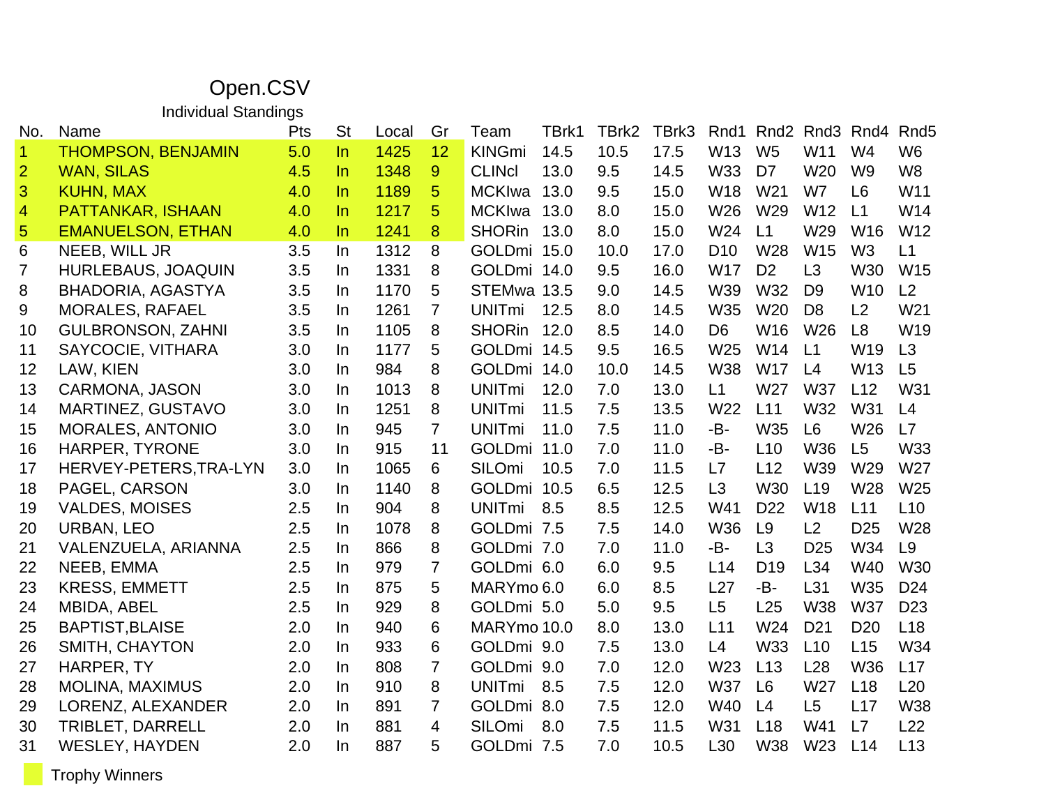# Open.CSV

## Individual Standings

| No. | Name | Pts | St | Local | Gr | Team | TBrk1 | TBrk2 | TBrk3 | Rnd1 | Rnd2 | Rnd3 | Rnd4 | Rnd5 |
|---|---|---|---|---|---|---|---|---|---|---|---|---|---|---|
| 1 | THOMPSON, BENJAMIN | 5.0 | In | 1425 | 12 | KINGmi | 14.5 | 10.5 | 17.5 | W13 | W5 | W11 | W4 | W6 |
| 2 | WAN, SILAS | 4.5 | In | 1348 | 9 | CLINcl | 13.0 | 9.5 | 14.5 | W33 | D7 | W20 | W9 | W8 |
| 3 | KUHN, MAX | 4.0 | In | 1189 | 5 | MCKIwa | 13.0 | 9.5 | 15.0 | W18 | W21 | W7 | L6 | W11 |
| 4 | PATTANKAR, ISHAAN | 4.0 | In | 1217 | 5 | MCKIwa | 13.0 | 8.0 | 15.0 | W26 | W29 | W12 | L1 | W14 |
| 5 | EMANUELSON, ETHAN | 4.0 | In | 1241 | 8 | SHORin | 13.0 | 8.0 | 15.0 | W24 | L1 | W29 | W16 | W12 |
| 6 | NEEB, WILL JR | 3.5 | In | 1312 | 8 | GOLDmi | 15.0 | 10.0 | 17.0 | D10 | W28 | W15 | W3 | L1 |
| 7 | HURLEBAUS, JOAQUIN | 3.5 | In | 1331 | 8 | GOLDmi | 14.0 | 9.5 | 16.0 | W17 | D2 | L3 | W30 | W15 |
| 8 | BHADORIA, AGASTYA | 3.5 | In | 1170 | 5 | STEMwa | 13.5 | 9.0 | 14.5 | W39 | W32 | D9 | W10 | L2 |
| 9 | MORALES, RAFAEL | 3.5 | In | 1261 | 7 | UNITmi | 12.5 | 8.0 | 14.5 | W35 | W20 | D8 | L2 | W21 |
| 10 | GULBRONSON, ZAHNI | 3.5 | In | 1105 | 8 | SHORin | 12.0 | 8.5 | 14.0 | D6 | W16 | W26 | L8 | W19 |
| 11 | SAYCOCIE, VITHARA | 3.0 | In | 1177 | 5 | GOLDmi | 14.5 | 9.5 | 16.5 | W25 | W14 | L1 | W19 | L3 |
| 12 | LAW, KIEN | 3.0 | In | 984 | 8 | GOLDmi | 14.0 | 10.0 | 14.5 | W38 | W17 | L4 | W13 | L5 |
| 13 | CARMONA, JASON | 3.0 | In | 1013 | 8 | UNITmi | 12.0 | 7.0 | 13.0 | L1 | W27 | W37 | L12 | W31 |
| 14 | MARTINEZ, GUSTAVO | 3.0 | In | 1251 | 8 | UNITmi | 11.5 | 7.5 | 13.5 | W22 | L11 | W32 | W31 | L4 |
| 15 | MORALES, ANTONIO | 3.0 | In | 945 | 7 | UNITmi | 11.0 | 7.5 | 11.0 | -B- | W35 | L6 | W26 | L7 |
| 16 | HARPER, TYRONE | 3.0 | In | 915 | 11 | GOLDmi | 11.0 | 7.0 | 11.0 | -B- | L10 | W36 | L5 | W33 |
| 17 | HERVEY-PETERS,TRA-LYN | 3.0 | In | 1065 | 6 | SILOmi | 10.5 | 7.0 | 11.5 | L7 | L12 | W39 | W29 | W27 |
| 18 | PAGEL, CARSON | 3.0 | In | 1140 | 8 | GOLDmi | 10.5 | 6.5 | 12.5 | L3 | W30 | L19 | W28 | W25 |
| 19 | VALDES, MOISES | 2.5 | In | 904 | 8 | UNITmi | 8.5 | 8.5 | 12.5 | W41 | D22 | W18 | L11 | L10 |
| 20 | URBAN, LEO | 2.5 | In | 1078 | 8 | GOLDmi | 7.5 | 7.5 | 14.0 | W36 | L9 | L2 | D25 | W28 |
| 21 | VALENZUELA, ARIANNA | 2.5 | In | 866 | 8 | GOLDmi | 7.0 | 7.0 | 11.0 | -B- | L3 | D25 | W34 | L9 |
| 22 | NEEB, EMMA | 2.5 | In | 979 | 7 | GOLDmi | 6.0 | 6.0 | 9.5 | L14 | D19 | L34 | W40 | W30 |
| 23 | KRESS, EMMETT | 2.5 | In | 875 | 5 | MARYmo | 6.0 | 6.0 | 8.5 | L27 | -B- | L31 | W35 | D24 |
| 24 | MBIDA, ABEL | 2.5 | In | 929 | 8 | GOLDmi | 5.0 | 5.0 | 9.5 | L5 | L25 | W38 | W37 | D23 |
| 25 | BAPTIST,BLAISE | 2.0 | In | 940 | 6 | MARYmo | 10.0 | 8.0 | 13.0 | L11 | W24 | D21 | D20 | L18 |
| 26 | SMITH, CHAYTON | 2.0 | In | 933 | 6 | GOLDmi | 9.0 | 7.5 | 13.0 | L4 | W33 | L10 | L15 | W34 |
| 27 | HARPER, TY | 2.0 | In | 808 | 7 | GOLDmi | 9.0 | 7.0 | 12.0 | W23 | L13 | L28 | W36 | L17 |
| 28 | MOLINA, MAXIMUS | 2.0 | In | 910 | 8 | UNITmi | 8.5 | 7.5 | 12.0 | W37 | L6 | W27 | L18 | L20 |
| 29 | LORENZ, ALEXANDER | 2.0 | In | 891 | 7 | GOLDmi | 8.0 | 7.5 | 12.0 | W40 | L4 | L5 | L17 | W38 |
| 30 | TRIBLET, DARRELL | 2.0 | In | 881 | 4 | SILOmi | 8.0 | 7.5 | 11.5 | W31 | L18 | W41 | L7 | L22 |
| 31 | WESLEY, HAYDEN | 2.0 | In | 887 | 5 | GOLDmi | 7.5 | 7.0 | 10.5 | L30 | W38 | W23 | L14 | L13 |

Trophy Winners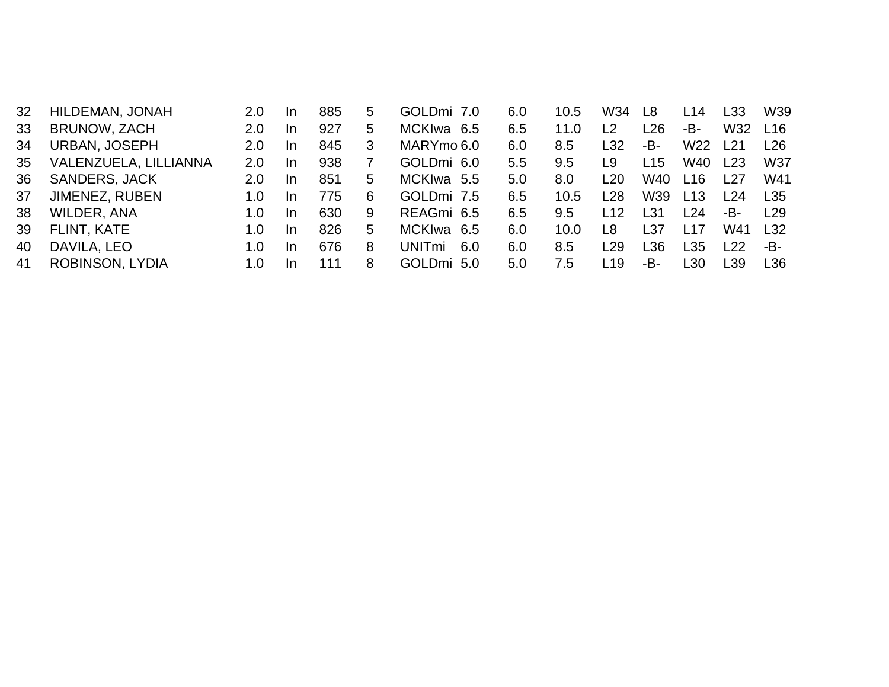| | | | | | | | | | | | | | | |
|---|---|---|---|---|---|---|---|---|---|---|---|---|---|---|
| 32 | HILDEMAN, JONAH | 2.0 | In | 885 | 5 | GOLDmi | 7.0 | 6.0 | 10.5 | W34 | L8 | L14 | L33 | W39 |
| 33 | BRUNOW, ZACH | 2.0 | In | 927 | 5 | MCKIwa | 6.5 | 6.5 | 11.0 | L2 | L26 | -B- | W32 | L16 |
| 34 | URBAN, JOSEPH | 2.0 | In | 845 | 3 | MARYmo | 6.0 | 6.0 | 8.5 | L32 | -B- | W22 | L21 | L26 |
| 35 | VALENZUELA, LILLIANNA | 2.0 | In | 938 | 7 | GOLDmi | 6.0 | 5.5 | 9.5 | L9 | L15 | W40 | L23 | W37 |
| 36 | SANDERS, JACK | 2.0 | In | 851 | 5 | MCKIwa | 5.5 | 5.0 | 8.0 | L20 | W40 | L16 | L27 | W41 |
| 37 | JIMENEZ, RUBEN | 1.0 | In | 775 | 6 | GOLDmi | 7.5 | 6.5 | 10.5 | L28 | W39 | L13 | L24 | L35 |
| 38 | WILDER, ANA | 1.0 | In | 630 | 9 | REAGmi | 6.5 | 6.5 | 9.5 | L12 | L31 | L24 | -B- | L29 |
| 39 | FLINT, KATE | 1.0 | In | 826 | 5 | MCKIwa | 6.5 | 6.0 | 10.0 | L8 | L37 | L17 | W41 | L32 |
| 40 | DAVILA, LEO | 1.0 | In | 676 | 8 | UNITmi | 6.0 | 6.0 | 8.5 | L29 | L36 | L35 | L22 | -B- |
| 41 | ROBINSON, LYDIA | 1.0 | In | 111 | 8 | GOLDmi | 5.0 | 5.0 | 7.5 | L19 | -B- | L30 | L39 | L36 |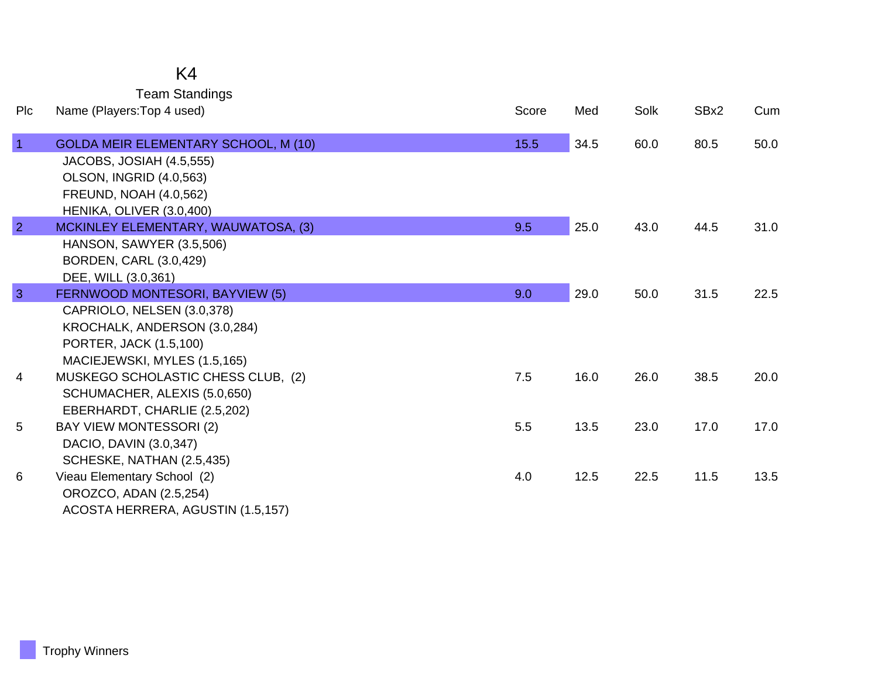# K4

## Team Standings

| Plc | Name (Players:Top 4 used) | Score | Med | Solk | SBx2 | Cum |
|---|---|---|---|---|---|---|
| 1 | GOLDA MEIR ELEMENTARY SCHOOL, M (10) | 15.5 | 34.5 | 60.0 | 80.5 | 50.0 |
| | JACOBS, JOSIAH (4.5,555) | | | | | |
| | OLSON, INGRID (4.0,563) | | | | | |
| | FREUND, NOAH (4.0,562) | | | | | |
| | HENIKA, OLIVER (3.0,400) | | | | | |
| 2 | MCKINLEY ELEMENTARY, WAUWATOSA, (3) | 9.5 | 25.0 | 43.0 | 44.5 | 31.0 |
| | HANSON, SAWYER (3.5,506) | | | | | |
| | BORDEN, CARL (3.0,429) | | | | | |
| | DEE, WILL (3.0,361) | | | | | |
| 3 | FERNWOOD MONTESORI, BAYVIEW (5) | 9.0 | 29.0 | 50.0 | 31.5 | 22.5 |
| | CAPRIOLO, NELSEN (3.0,378) | | | | | |
| | KROCHALK, ANDERSON (3.0,284) | | | | | |
| | PORTER, JACK (1.5,100) | | | | | |
| | MACIEJEWSKI, MYLES (1.5,165) | | | | | |
| 4 | MUSKEGO SCHOLASTIC CHESS CLUB, (2) | 7.5 | 16.0 | 26.0 | 38.5 | 20.0 |
| | SCHUMACHER, ALEXIS (5.0,650) | | | | | |
| | EBERHARDT, CHARLIE (2.5,202) | | | | | |
| 5 | BAY VIEW MONTESSORI (2) | 5.5 | 13.5 | 23.0 | 17.0 | 17.0 |
| | DACIO, DAVIN (3.0,347) | | | | | |
| | SCHESKE, NATHAN (2.5,435) | | | | | |
| 6 | Vieau Elementary School (2) | 4.0 | 12.5 | 22.5 | 11.5 | 13.5 |
| | OROZCO, ADAN (2.5,254) | | | | | |
| | ACOSTA HERRERA, AGUSTIN (1.5,157) | | | | | |

Trophy Winners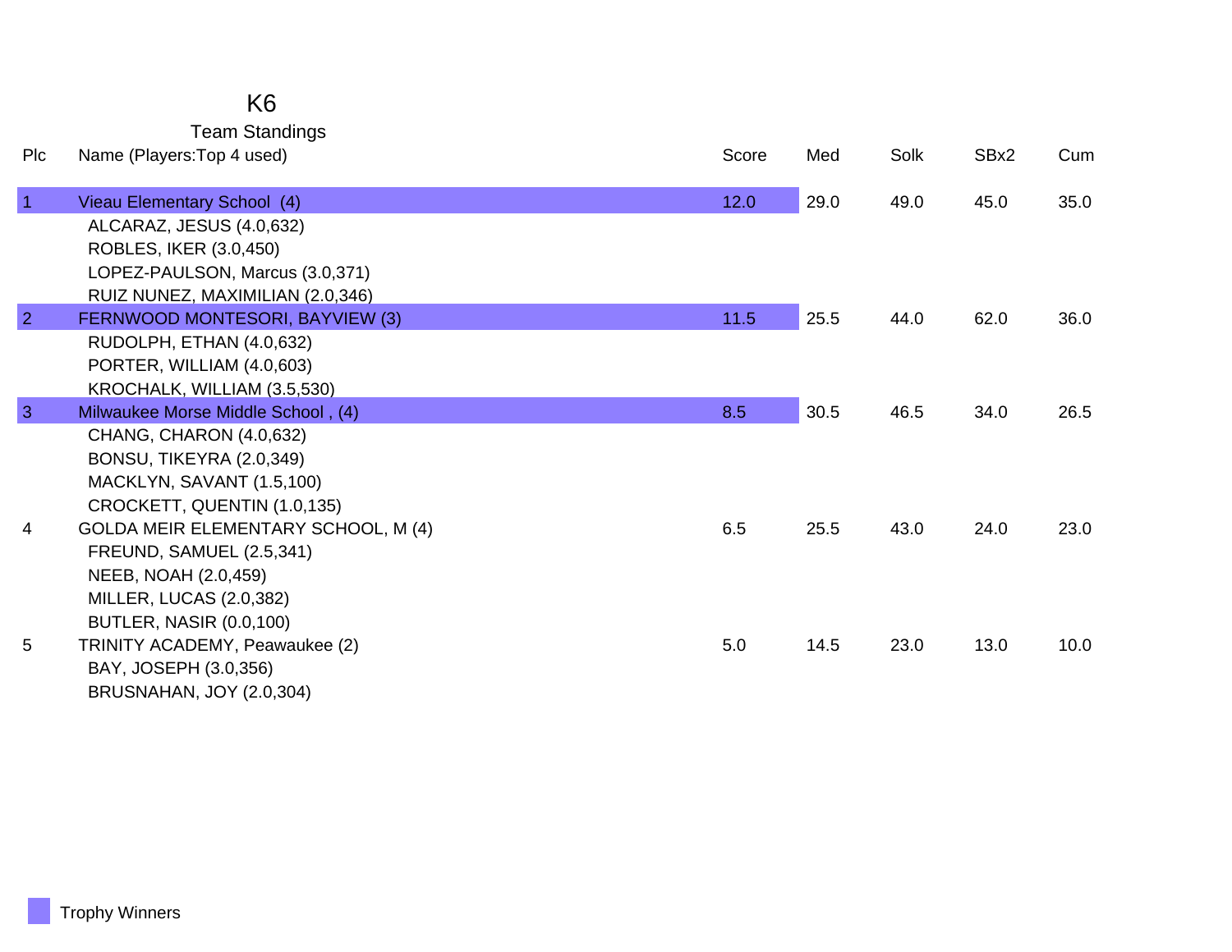# K6

## Team Standings

| Plc | Name (Players:Top 4 used) | Score | Med | Solk | SBx2 | Cum |
|---|---|---|---|---|---|---|
| 1 | Vieau Elementary School (4) | 12.0 | 29.0 | 49.0 | 45.0 | 35.0 |
| | ALCARAZ, JESUS (4.0,632) | | | | | |
| | ROBLES, IKER (3.0,450) | | | | | |
| | LOPEZ-PAULSON, Marcus (3.0,371) | | | | | |
| | RUIZ NUNEZ, MAXIMILIAN (2.0,346) | | | | | |
| 2 | FERNWOOD MONTESORI, BAYVIEW (3) | 11.5 | 25.5 | 44.0 | 62.0 | 36.0 |
| | RUDOLPH, ETHAN (4.0,632) | | | | | |
| | PORTER, WILLIAM (4.0,603) | | | | | |
| | KROCHALK, WILLIAM (3.5,530) | | | | | |
| 3 | Milwaukee Morse Middle School , (4) | 8.5 | 30.5 | 46.5 | 34.0 | 26.5 |
| | CHANG, CHARON (4.0,632) | | | | | |
| | BONSU, TIKEYRA (2.0,349) | | | | | |
| | MACKLYN, SAVANT (1.5,100) | | | | | |
| | CROCKETT, QUENTIN (1.0,135) | | | | | |
| 4 | GOLDA MEIR ELEMENTARY SCHOOL, M (4) | 6.5 | 25.5 | 43.0 | 24.0 | 23.0 |
| | FREUND, SAMUEL (2.5,341) | | | | | |
| | NEEB, NOAH (2.0,459) | | | | | |
| | MILLER, LUCAS (2.0,382) | | | | | |
| | BUTLER, NASIR (0.0,100) | | | | | |
| 5 | TRINITY ACADEMY, Peawaukee (2) | 5.0 | 14.5 | 23.0 | 13.0 | 10.0 |
| | BAY, JOSEPH (3.0,356) | | | | | |
| | BRUSNAHAN, JOY (2.0,304) | | | | | |

Trophy Winners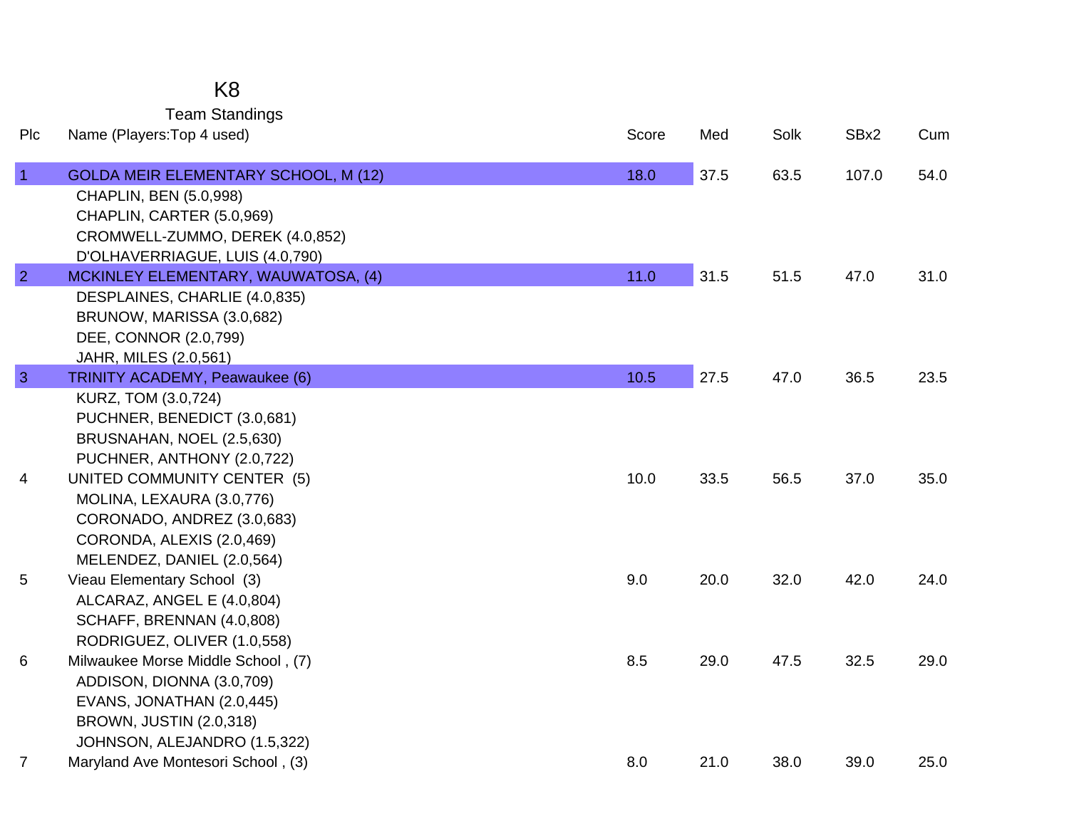# K8

## Team Standings

| Plc | Name (Players:Top 4 used) | Score | Med | Solk | SBx2 | Cum |
|---|---|---|---|---|---|---|
| 1 | GOLDA MEIR ELEMENTARY SCHOOL, M (12) | 18.0 | 37.5 | 63.5 | 107.0 | 54.0 |
| | CHAPLIN, BEN (5.0,998) | | | | | |
| | CHAPLIN, CARTER (5.0,969) | | | | | |
| | CROMWELL-ZUMMO, DEREK (4.0,852) | | | | | |
| | D'OLHAVERRIAGUE, LUIS (4.0,790) | | | | | |
| 2 | MCKINLEY ELEMENTARY, WAUWATOSA, (4) | 11.0 | 31.5 | 51.5 | 47.0 | 31.0 |
| | DESPLAINES, CHARLIE (4.0,835) | | | | | |
| | BRUNOW, MARISSA (3.0,682) | | | | | |
| | DEE, CONNOR (2.0,799) | | | | | |
| | JAHR, MILES (2.0,561) | | | | | |
| 3 | TRINITY ACADEMY, Peawaukee (6) | 10.5 | 27.5 | 47.0 | 36.5 | 23.5 |
| | KURZ, TOM (3.0,724) | | | | | |
| | PUCHNER, BENEDICT (3.0,681) | | | | | |
| | BRUSNAHAN, NOEL (2.5,630) | | | | | |
| | PUCHNER, ANTHONY (2.0,722) | | | | | |
| 4 | UNITED COMMUNITY CENTER (5) | 10.0 | 33.5 | 56.5 | 37.0 | 35.0 |
| | MOLINA, LEXAURA (3.0,776) | | | | | |
| | CORONADO, ANDREZ (3.0,683) | | | | | |
| | CORONDA, ALEXIS (2.0,469) | | | | | |
| | MELENDEZ, DANIEL (2.0,564) | | | | | |
| 5 | Vieau Elementary School (3) | 9.0 | 20.0 | 32.0 | 42.0 | 24.0 |
| | ALCARAZ, ANGEL E (4.0,804) | | | | | |
| | SCHAFF, BRENNAN (4.0,808) | | | | | |
| | RODRIGUEZ, OLIVER (1.0,558) | | | | | |
| 6 | Milwaukee Morse Middle School , (7) | 8.5 | 29.0 | 47.5 | 32.5 | 29.0 |
| | ADDISON, DIONNA (3.0,709) | | | | | |
| | EVANS, JONATHAN (2.0,445) | | | | | |
| | BROWN, JUSTIN (2.0,318) | | | | | |
| | JOHNSON, ALEJANDRO (1.5,322) | | | | | |
| 7 | Maryland Ave Montesori School , (3) | 8.0 | 21.0 | 38.0 | 39.0 | 25.0 |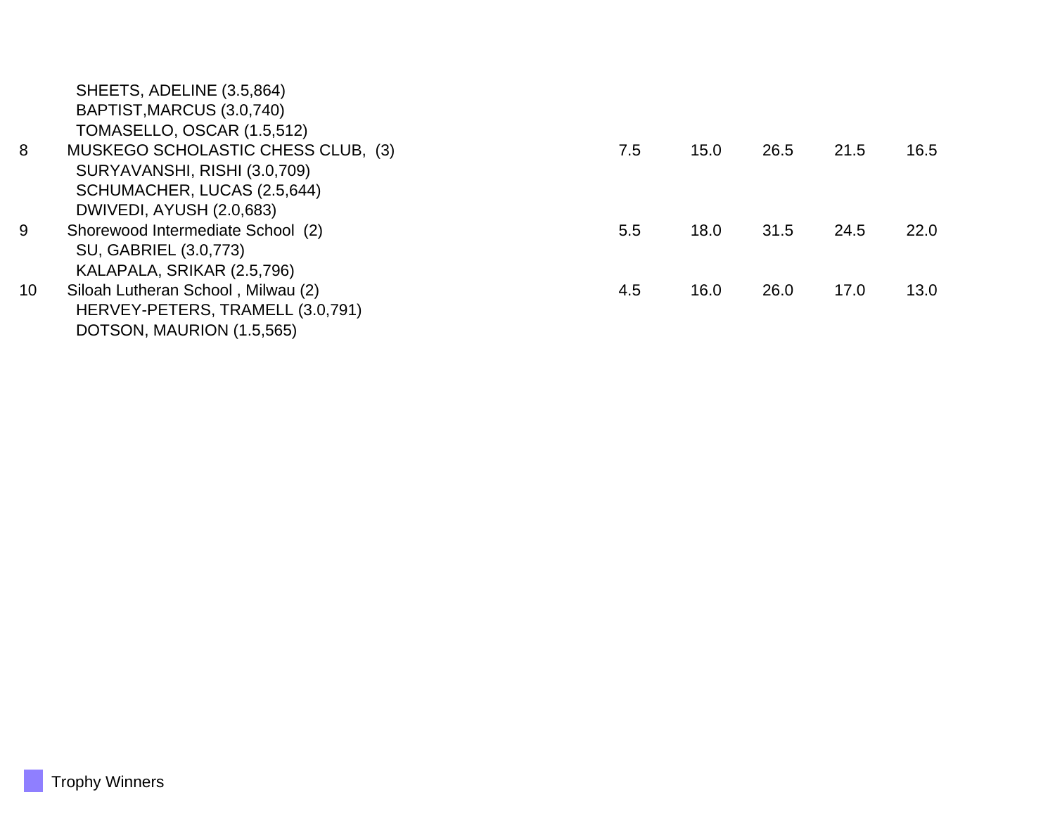| | | | | | | |
|---|---|---|---|---|---|---|
| | SHEETS, ADELINE (3.5,864) | | | | | |
| | BAPTIST,MARCUS (3.0,740) | | | | | |
| | TOMASELLO, OSCAR (1.5,512) | | | | | |
| 8 | MUSKEGO SCHOLASTIC CHESS CLUB, (3) | 7.5 | 15.0 | 26.5 | 21.5 | 16.5 |
| | SURYAVANSHI, RISHI (3.0,709) | | | | | |
| | SCHUMACHER, LUCAS (2.5,644) | | | | | |
| | DWIVEDI, AYUSH (2.0,683) | | | | | |
| 9 | Shorewood Intermediate School (2) | 5.5 | 18.0 | 31.5 | 24.5 | 22.0 |
| | SU, GABRIEL (3.0,773) | | | | | |
| | KALAPALA, SRIKAR (2.5,796) | | | | | |
| 10 | Siloah Lutheran School , Milwau (2) | 4.5 | 16.0 | 26.0 | 17.0 | 13.0 |
| | HERVEY-PETERS, TRAMELL (3.0,791) | | | | | |
| | DOTSON, MAURION (1.5,565) | | | | | |

Trophy Winners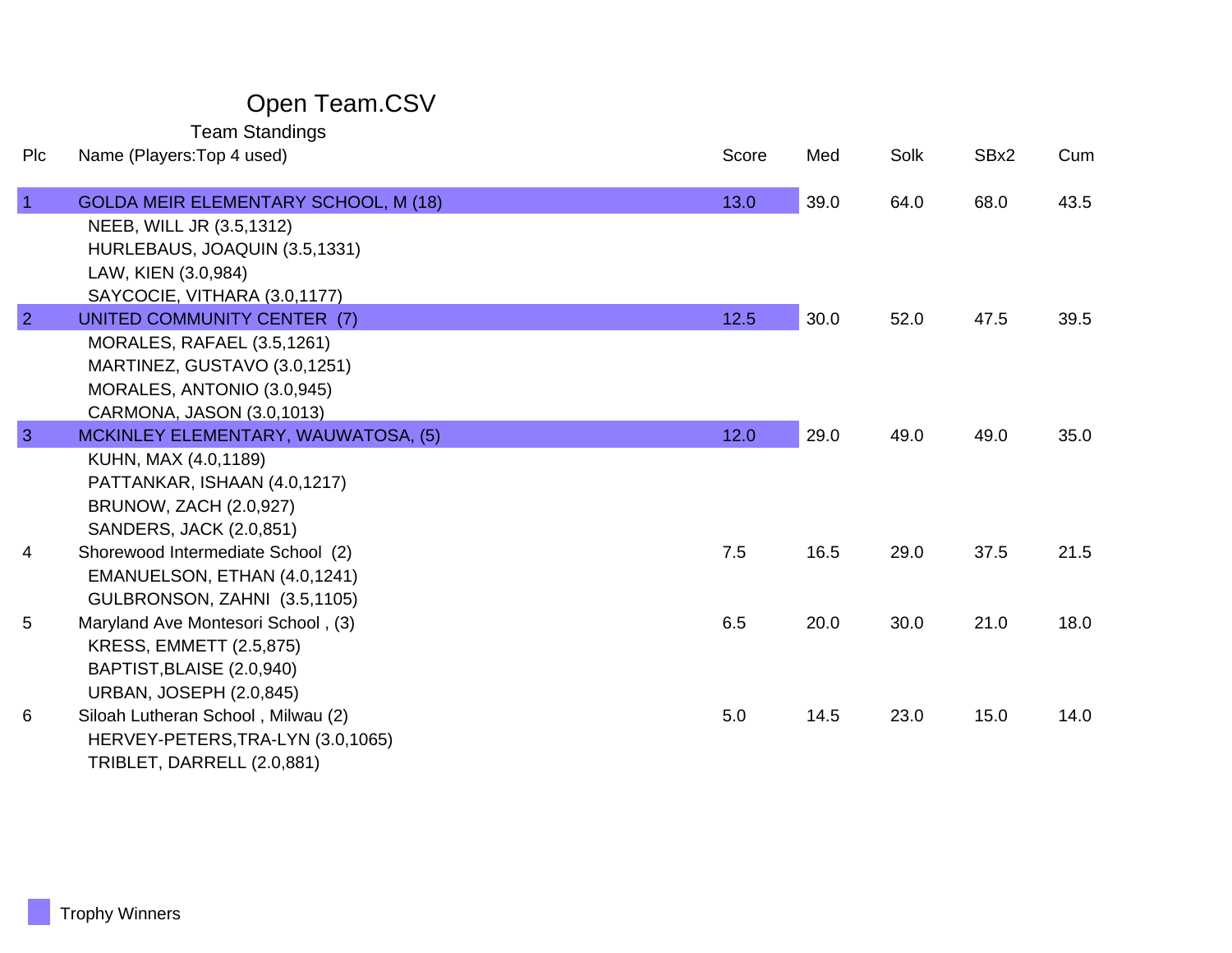# Open Team.CSV

## Team Standings

| Plc | Name (Players:Top 4 used) | Score | Med | Solk | SBx2 | Cum |
|---|---|---|---|---|---|---|
| 1 | GOLDA MEIR ELEMENTARY SCHOOL, M (18) | 13.0 | 39.0 | 64.0 | 68.0 | 43.5 |
| | NEEB, WILL JR (3.5,1312) | | | | | |
| | HURLEBAUS, JOAQUIN (3.5,1331) | | | | | |
| | LAW, KIEN (3.0,984) | | | | | |
| | SAYCOCIE, VITHARA (3.0,1177) | | | | | |
| 2 | UNITED COMMUNITY CENTER (7) | 12.5 | 30.0 | 52.0 | 47.5 | 39.5 |
| | MORALES, RAFAEL (3.5,1261) | | | | | |
| | MARTINEZ, GUSTAVO (3.0,1251) | | | | | |
| | MORALES, ANTONIO (3.0,945) | | | | | |
| | CARMONA, JASON (3.0,1013) | | | | | |
| 3 | MCKINLEY ELEMENTARY, WAUWATOSA, (5) | 12.0 | 29.0 | 49.0 | 49.0 | 35.0 |
| | KUHN, MAX (4.0,1189) | | | | | |
| | PATTANKAR, ISHAAN (4.0,1217) | | | | | |
| | BRUNOW, ZACH (2.0,927) | | | | | |
| | SANDERS, JACK (2.0,851) | | | | | |
| 4 | Shorewood Intermediate School (2) | 7.5 | 16.5 | 29.0 | 37.5 | 21.5 |
| | EMANUELSON, ETHAN (4.0,1241) | | | | | |
| | GULBRONSON, ZAHNI (3.5,1105) | | | | | |
| 5 | Maryland Ave Montesori School , (3) | 6.5 | 20.0 | 30.0 | 21.0 | 18.0 |
| | KRESS, EMMETT (2.5,875) | | | | | |
| | BAPTIST,BLAISE (2.0,940) | | | | | |
| | URBAN, JOSEPH (2.0,845) | | | | | |
| 6 | Siloah Lutheran School , Milwau (2) | 5.0 | 14.5 | 23.0 | 15.0 | 14.0 |
| | HERVEY-PETERS,TRA-LYN (3.0,1065) | | | | | |
| | TRIBLET, DARRELL (2.0,881) | | | | | |

Trophy Winners